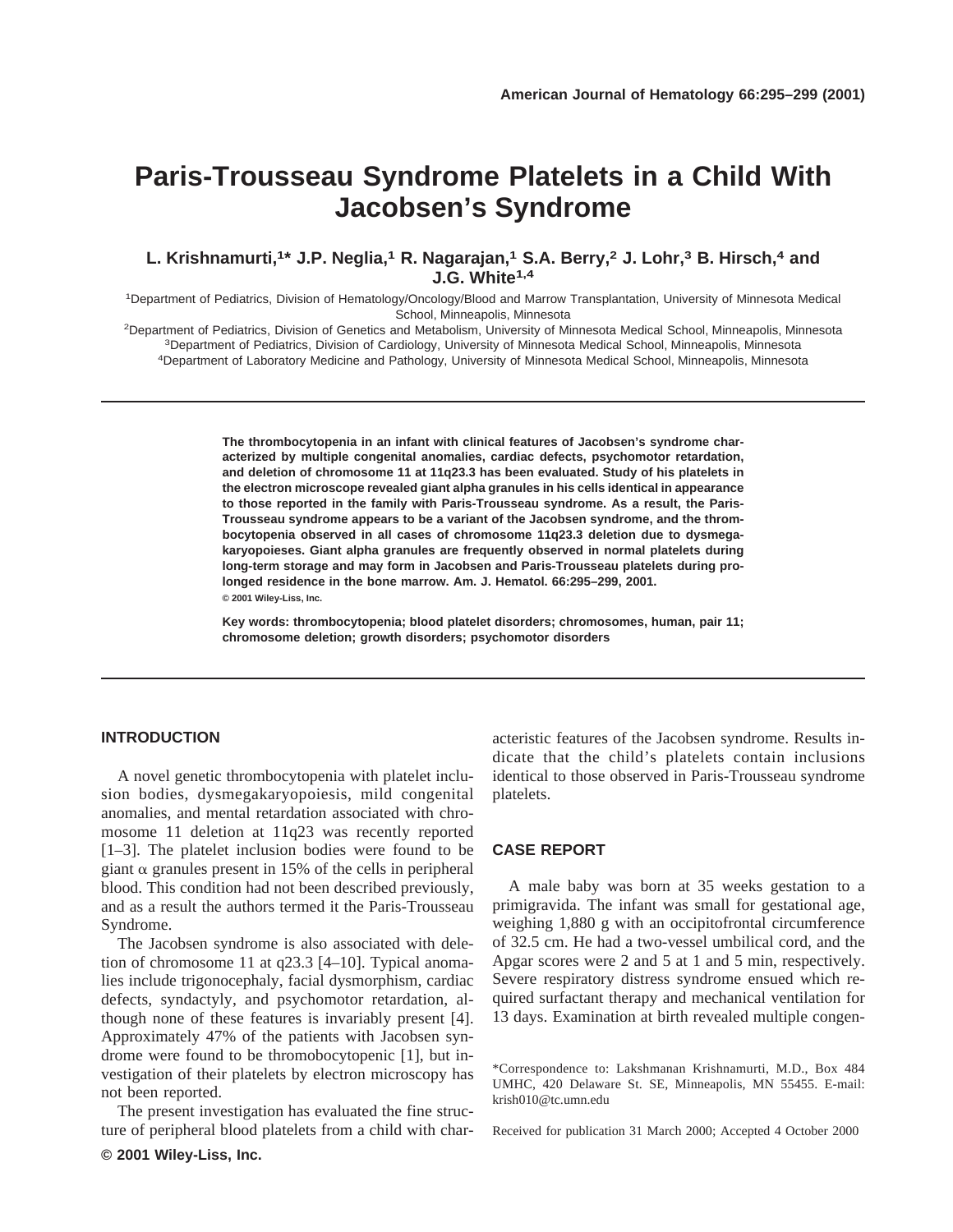# Paris-Trousseau Syndrome Platelets in a Child With Jacobsen's Syndrome

**L. Krishnamurti,[1]* J.P. Neglia,[1] R. Nagarajan,[1] S.A. Berry,[2] J. Lohr,[3] B. Hirsch,[4] and J.G. White[1,4]**

[1]Department of Pediatrics, Division of Hematology/Oncology/Blood and Marrow Transplantation, University of Minnesota Medical School, Minneapolis, Minnesota
[2]Department of Pediatrics, Division of Genetics and Metabolism, University of Minnesota Medical School, Minneapolis, Minnesota
[3]Department of Pediatrics, Division of Cardiology, University of Minnesota Medical School, Minneapolis, Minnesota
[4]Department of Laboratory Medicine and Pathology, University of Minnesota Medical School, Minneapolis, Minnesota

**The thrombocytopenia in an infant with clinical features of Jacobsen's syndrome characterized by multiple congenital anomalies, cardiac defects, psychomotor retardation, and deletion of chromosome 11 at 11q23.3 has been evaluated. Study of his platelets in the electron microscope revealed giant alpha granules in his cells identical in appearance to those reported in the family with Paris-Trousseau syndrome. As a result, the Paris-Trousseau syndrome appears to be a variant of the Jacobsen syndrome, and the thrombocytopenia observed in all cases of chromosome 11q23.3 deletion due to dysmegakaryopoieses. Giant alpha granules are frequently observed in normal platelets during long-term storage and may form in Jacobsen and Paris-Trousseau platelets during prolonged residence in the bone marrow. Am. J. Hematol. 66:295–299, 2001.**
**© 2001 Wiley-Liss, Inc.**

**Key words: thrombocytopenia; blood platelet disorders; chromosomes, human, pair 11; chromosome deletion; growth disorders; psychomotor disorders**

## INTRODUCTION

A novel genetic thrombocytopenia with platelet inclusion bodies, dysmegakaryopoiesis, mild congenital anomalies, and mental retardation associated with chromosome 11 deletion at 11q23 was recently reported [1–3]. The platelet inclusion bodies were found to be giant $\alpha$ granules present in 15% of the cells in peripheral blood. This condition had not been described previously, and as a result the authors termed it the Paris-Trousseau Syndrome.

The Jacobsen syndrome is also associated with deletion of chromosome 11 at q23.3 [4–10]. Typical anomalies include trigonocephaly, facial dysmorphism, cardiac defects, syndactyly, and psychomotor retardation, although none of these features is invariably present [4]. Approximately 47% of the patients with Jacobsen syndrome were found to be thromobocytopenic [1], but investigation of their platelets by electron microscopy has not been reported.

The present investigation has evaluated the fine structure of peripheral blood platelets from a child with characteristic features of the Jacobsen syndrome. Results indicate that the child's platelets contain inclusions identical to those observed in Paris-Trousseau syndrome platelets.

## CASE REPORT

A male baby was born at 35 weeks gestation to a primigravida. The infant was small for gestational age, weighing 1,880 g with an occipitofrontal circumference of 32.5 cm. He had a two-vessel umbilical cord, and the Apgar scores were 2 and 5 at 1 and 5 min, respectively. Severe respiratory distress syndrome ensued which required surfactant therapy and mechanical ventilation for 13 days. Examination at birth revealed multiple congen-

*Correspondence to: Lakshmanan Krishnamurti, M.D., Box 484 UMHC, 420 Delaware St. SE, Minneapolis, MN 55455. E-mail: krish010@tc.umn.edu

Received for publication 31 March 2000; Accepted 4 October 2000

© 2001 Wiley-Liss, Inc.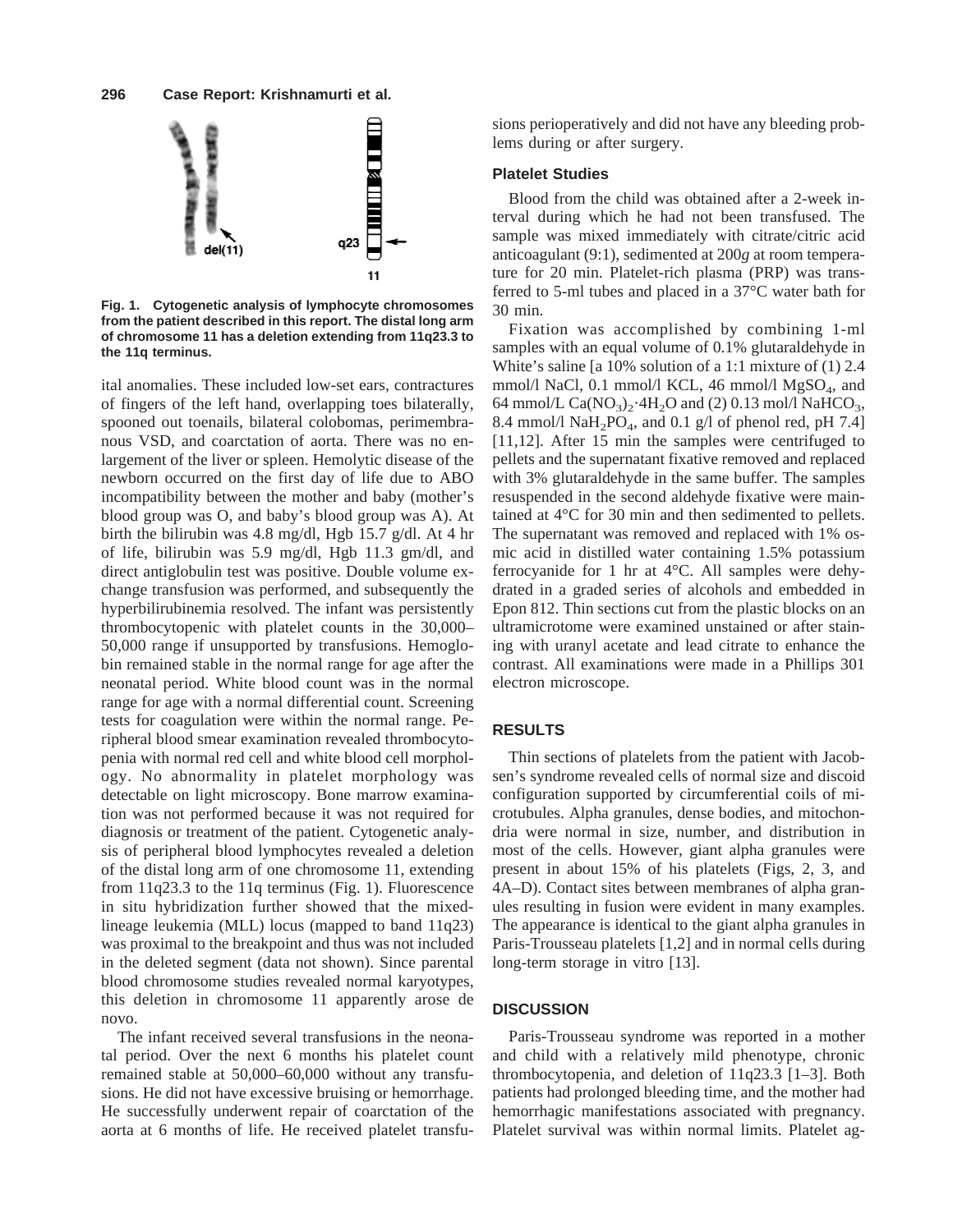del(11)

q23

11

**Fig. 1. Cytogenetic analysis of lymphocyte chromosomes from the patient described in this report. The distal long arm of chromosome 11 has a deletion extending from 11q23.3 to the 11q terminus.**

ital anomalies. These included low-set ears, contractures of fingers of the left hand, overlapping toes bilaterally, spooned out toenails, bilateral colobomas, perimembranous VSD, and coarctation of aorta. There was no enlargement of the liver or spleen. Hemolytic disease of the newborn occurred on the first day of life due to ABO incompatibility between the mother and baby (mother's blood group was O, and baby's blood group was A). At birth the bilirubin was 4.8 mg/dl, Hgb 15.7 g/dl. At 4 hr of life, bilirubin was 5.9 mg/dl, Hgb 11.3 gm/dl, and direct antiglobulin test was positive. Double volume exchange transfusion was performed, and subsequently the hyperbilirubinemia resolved. The infant was persistently thrombocytopenic with platelet counts in the 30,000–50,000 range if unsupported by transfusions. Hemoglobin remained stable in the normal range for age after the neonatal period. White blood count was in the normal range for age with a normal differential count. Screening tests for coagulation were within the normal range. Peripheral blood smear examination revealed thrombocytopenia with normal red cell and white blood cell morphology. No abnormality in platelet morphology was detectable on light microscopy. Bone marrow examination was not performed because it was not required for diagnosis or treatment of the patient. Cytogenetic analysis of peripheral blood lymphocytes revealed a deletion of the distal long arm of one chromosome 11, extending from 11q23.3 to the 11q terminus (Fig. 1). Fluorescence in situ hybridization further showed that the mixed-lineage leukemia (MLL) locus (mapped to band 11q23) was proximal to the breakpoint and thus was not included in the deleted segment (data not shown). Since parental blood chromosome studies revealed normal karyotypes, this deletion in chromosome 11 apparently arose de novo.

The infant received several transfusions in the neonatal period. Over the next 6 months his platelet count remained stable at 50,000–60,000 without any transfusions. He did not have excessive bruising or hemorrhage. He successfully underwent repair of coarctation of the aorta at 6 months of life. He received platelet transfusions perioperatively and did not have any bleeding problems during or after surgery.

### Platelet Studies

Blood from the child was obtained after a 2-week interval during which he had not been transfused. The sample was mixed immediately with citrate/citric acid anticoagulant (9:1), sedimented at 200*g* at room temperature for 20 min. Platelet-rich plasma (PRP) was transferred to 5-ml tubes and placed in a 37°C water bath for 30 min.

Fixation was accomplished by combining 1-ml samples with an equal volume of 0.1% glutaraldehyde in White's saline [a 10% solution of a 1:1 mixture of (1) 2.4 mmol/l NaCl, 0.1 mmol/l KCL, 46 mmol/l $MgSO_4$, and 64 mmol/L $Ca(NO_3)_2 \cdot 4H_2O$ and (2) 0.13 mol/l $NaHCO_3$, 8.4 mmol/l $NaH_2PO_4$, and 0.1 g/l of phenol red, pH 7.4] [11,12]. After 15 min the samples were centrifuged to pellets and the supernatant fixative removed and replaced with 3% glutaraldehyde in the same buffer. The samples resuspended in the second aldehyde fixative were maintained at 4°C for 30 min and then sedimented to pellets. The supernatant was removed and replaced with 1% osmic acid in distilled water containing 1.5% potassium ferrocyanide for 1 hr at 4°C. All samples were dehydrated in a graded series of alcohols and embedded in Epon 812. Thin sections cut from the plastic blocks on an ultramicrotome were examined unstained or after staining with uranyl acetate and lead citrate to enhance the contrast. All examinations were made in a Phillips 301 electron microscope.

## RESULTS

Thin sections of platelets from the patient with Jacobsen's syndrome revealed cells of normal size and discoid configuration supported by circumferential coils of microtubules. Alpha granules, dense bodies, and mitochondria were normal in size, number, and distribution in most of the cells. However, giant alpha granules were present in about 15% of his platelets (Figs, 2, 3, and 4A–D). Contact sites between membranes of alpha granules resulting in fusion were evident in many examples. The appearance is identical to the giant alpha granules in Paris-Trousseau platelets [1,2] and in normal cells during long-term storage in vitro [13].

## DISCUSSION

Paris-Trousseau syndrome was reported in a mother and child with a relatively mild phenotype, chronic thrombocytopenia, and deletion of 11q23.3 [1–3]. Both patients had prolonged bleeding time, and the mother had hemorrhagic manifestations associated with pregnancy. Platelet survival was within normal limits. Platelet ag-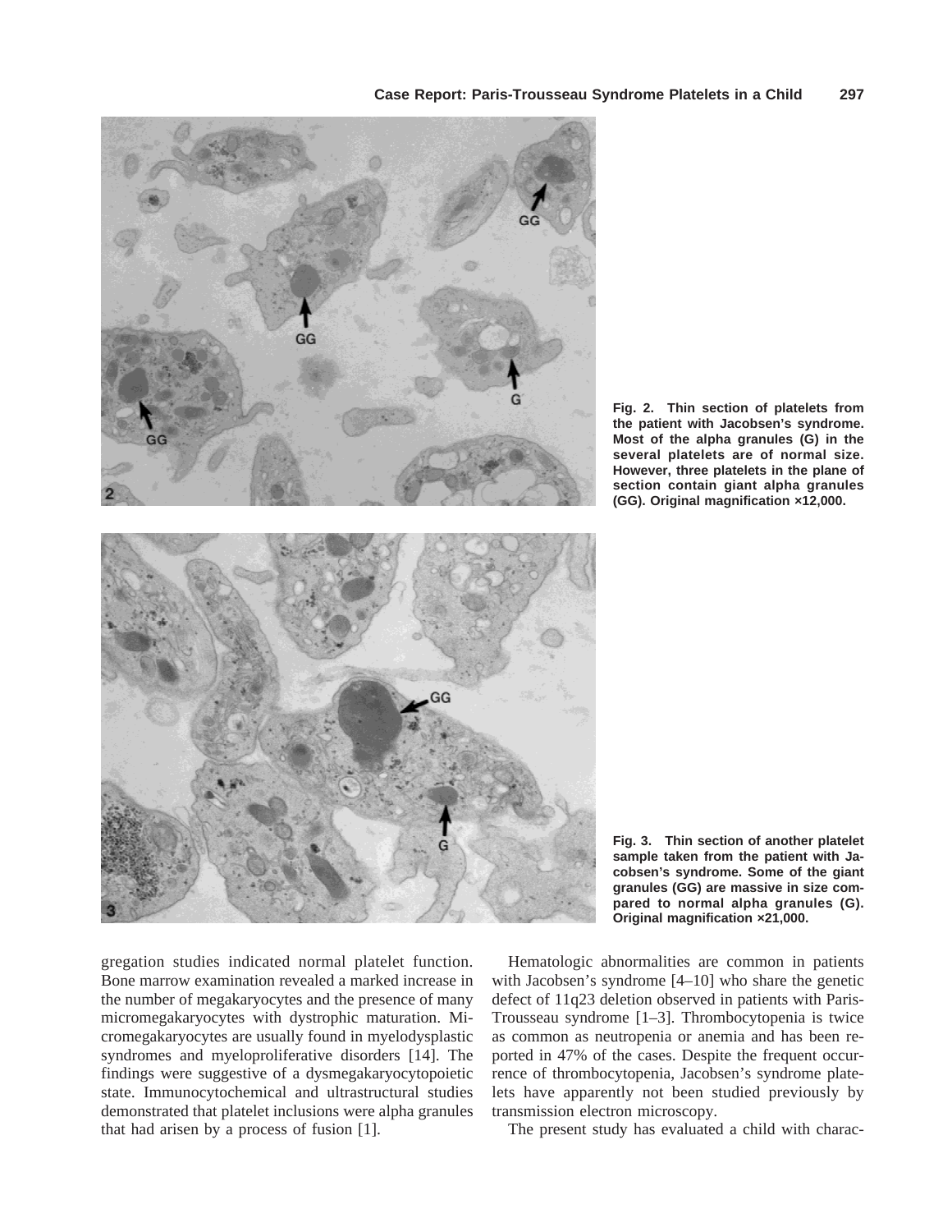Fig. 2. Thin section of platelets from the patient with Jacobsen's syndrome. Most of the alpha granules (G) in the several platelets are of normal size. However, three platelets in the plane of section contain giant alpha granules (GG). Original magnification ×12,000.

Fig. 3. Thin section of another platelet sample taken from the patient with Jacobsen's syndrome. Some of the giant granules (GG) are massive in size compared to normal alpha granules (G). Original magnification ×21,000.

gregation studies indicated normal platelet function. Bone marrow examination revealed a marked increase in the number of megakaryocytes and the presence of many micromegakaryocytes with dystrophic maturation. Micromegakaryocytes are usually found in myelodysplastic syndromes and myeloproliferative disorders [14]. The findings were suggestive of a dysmegakaryocytopoietic state. Immunocytochemical and ultrastructural studies demonstrated that platelet inclusions were alpha granules that had arisen by a process of fusion [1].

Hematologic abnormalities are common in patients with Jacobsen's syndrome [4–10] who share the genetic defect of 11q23 deletion observed in patients with Paris-Trousseau syndrome [1–3]. Thrombocytopenia is twice as common as neutropenia or anemia and has been reported in 47% of the cases. Despite the frequent occurrence of thrombocytopenia, Jacobsen's syndrome platelets have apparently not been studied previously by transmission electron microscopy.

The present study has evaluated a child with charac-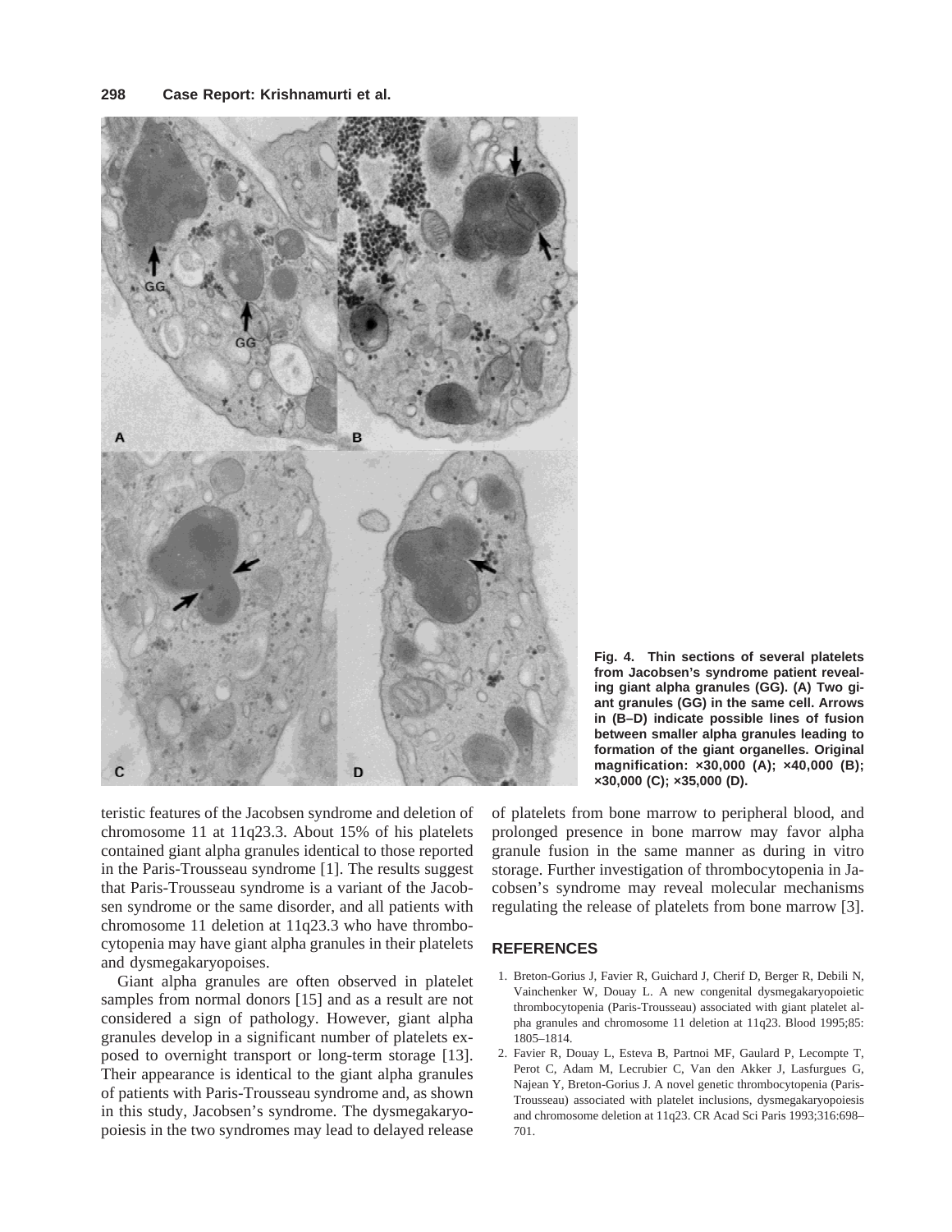Fig. 4. Thin sections of several platelets from Jacobsen's syndrome patient revealing giant alpha granules (GG). (A) Two giant granules (GG) in the same cell. Arrows in (B–D) indicate possible lines of fusion between smaller alpha granules leading to formation of the giant organelles. Original magnification: ×30,000 (A); ×40,000 (B); ×30,000 (C); ×35,000 (D).

teristic features of the Jacobsen syndrome and deletion of chromosome 11 at 11q23.3. About 15% of his platelets contained giant alpha granules identical to those reported in the Paris-Trousseau syndrome [1]. The results suggest that Paris-Trousseau syndrome is a variant of the Jacobsen syndrome or the same disorder, and all patients with chromosome 11 deletion at 11q23.3 who have thrombocytopenia may have giant alpha granules in their platelets and dysmegakaryopoises.

Giant alpha granules are often observed in platelet samples from normal donors [15] and as a result are not considered a sign of pathology. However, giant alpha granules develop in a significant number of platelets exposed to overnight transport or long-term storage [13]. Their appearance is identical to the giant alpha granules of patients with Paris-Trousseau syndrome and, as shown in this study, Jacobsen's syndrome. The dysmegakaryopoiesis in the two syndromes may lead to delayed release of platelets from bone marrow to peripheral blood, and prolonged presence in bone marrow may favor alpha granule fusion in the same manner as during in vitro storage. Further investigation of thrombocytopenia in Jacobsen's syndrome may reveal molecular mechanisms regulating the release of platelets from bone marrow [3].

## REFERENCES

1. Breton-Gorius J, Favier R, Guichard J, Cherif D, Berger R, Debili N, Vainchenker W, Douay L. A new congenital dysmegakaryopoietic thrombocytopenia (Paris-Trousseau) associated with giant platelet alpha granules and chromosome 11 deletion at 11q23. Blood 1995;85: 1805–1814.
2. Favier R, Douay L, Esteva B, Partnoi MF, Gaulard P, Lecompte T, Perot C, Adam M, Lecrubier C, Van den Akker J, Lasfurgues G, Najean Y, Breton-Gorius J. A novel genetic thrombocytopenia (Paris-Trousseau) associated with platelet inclusions, dysmegakaryopoiesis and chromosome deletion at 11q23. CR Acad Sci Paris 1993;316:698–701.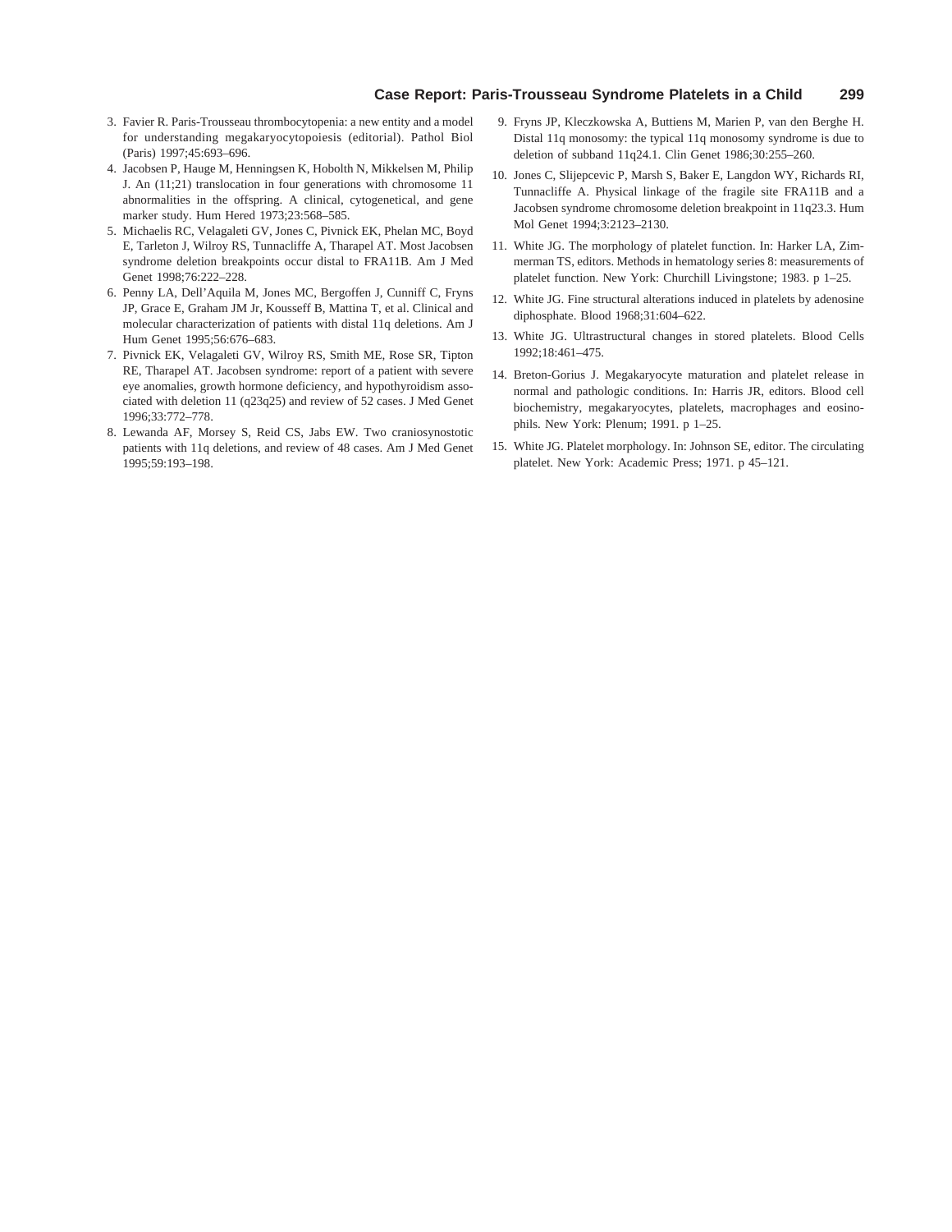3. Favier R. Paris-Trousseau thrombocytopenia: a new entity and a model for understanding megakaryocytopoiesis (editorial). Pathol Biol (Paris) 1997;45:693–696.
4. Jacobsen P, Hauge M, Henningsen K, Hobolth N, Mikkelsen M, Philip J. An (11;21) translocation in four generations with chromosome 11 abnormalities in the offspring. A clinical, cytogenetical, and gene marker study. Hum Hered 1973;23:568–585.
5. Michaelis RC, Velagaleti GV, Jones C, Pivnick EK, Phelan MC, Boyd E, Tarleton J, Wilroy RS, Tunnacliffe A, Tharapel AT. Most Jacobsen syndrome deletion breakpoints occur distal to FRA11B. Am J Med Genet 1998;76:222–228.
6. Penny LA, Dell'Aquila M, Jones MC, Bergoffen J, Cunniff C, Fryns JP, Grace E, Graham JM Jr, Kousseff B, Mattina T, et al. Clinical and molecular characterization of patients with distal 11q deletions. Am J Hum Genet 1995;56:676–683.
7. Pivnick EK, Velagaleti GV, Wilroy RS, Smith ME, Rose SR, Tipton RE, Tharapel AT. Jacobsen syndrome: report of a patient with severe eye anomalies, growth hormone deficiency, and hypothyroidism associated with deletion 11 (q23q25) and review of 52 cases. J Med Genet 1996;33:772–778.
8. Lewanda AF, Morsey S, Reid CS, Jabs EW. Two craniosynostotic patients with 11q deletions, and review of 48 cases. Am J Med Genet 1995;59:193–198.
9. Fryns JP, Kleczkowska A, Buttiens M, Marien P, van den Berghe H. Distal 11q monosomy: the typical 11q monosomy syndrome is due to deletion of subband 11q24.1. Clin Genet 1986;30:255–260.
10. Jones C, Slijepcevic P, Marsh S, Baker E, Langdon WY, Richards RI, Tunnacliffe A. Physical linkage of the fragile site FRA11B and a Jacobsen syndrome chromosome deletion breakpoint in 11q23.3. Hum Mol Genet 1994;3:2123–2130.
11. White JG. The morphology of platelet function. In: Harker LA, Zimmerman TS, editors. Methods in hematology series 8: measurements of platelet function. New York: Churchill Livingstone; 1983. p 1–25.
12. White JG. Fine structural alterations induced in platelets by adenosine diphosphate. Blood 1968;31:604–622.
13. White JG. Ultrastructural changes in stored platelets. Blood Cells 1992;18:461–475.
14. Breton-Gorius J. Megakaryocyte maturation and platelet release in normal and pathologic conditions. In: Harris JR, editors. Blood cell biochemistry, megakaryocytes, platelets, macrophages and eosinophils. New York: Plenum; 1991. p 1–25.
15. White JG. Platelet morphology. In: Johnson SE, editor. The circulating platelet. New York: Academic Press; 1971. p 45–121.